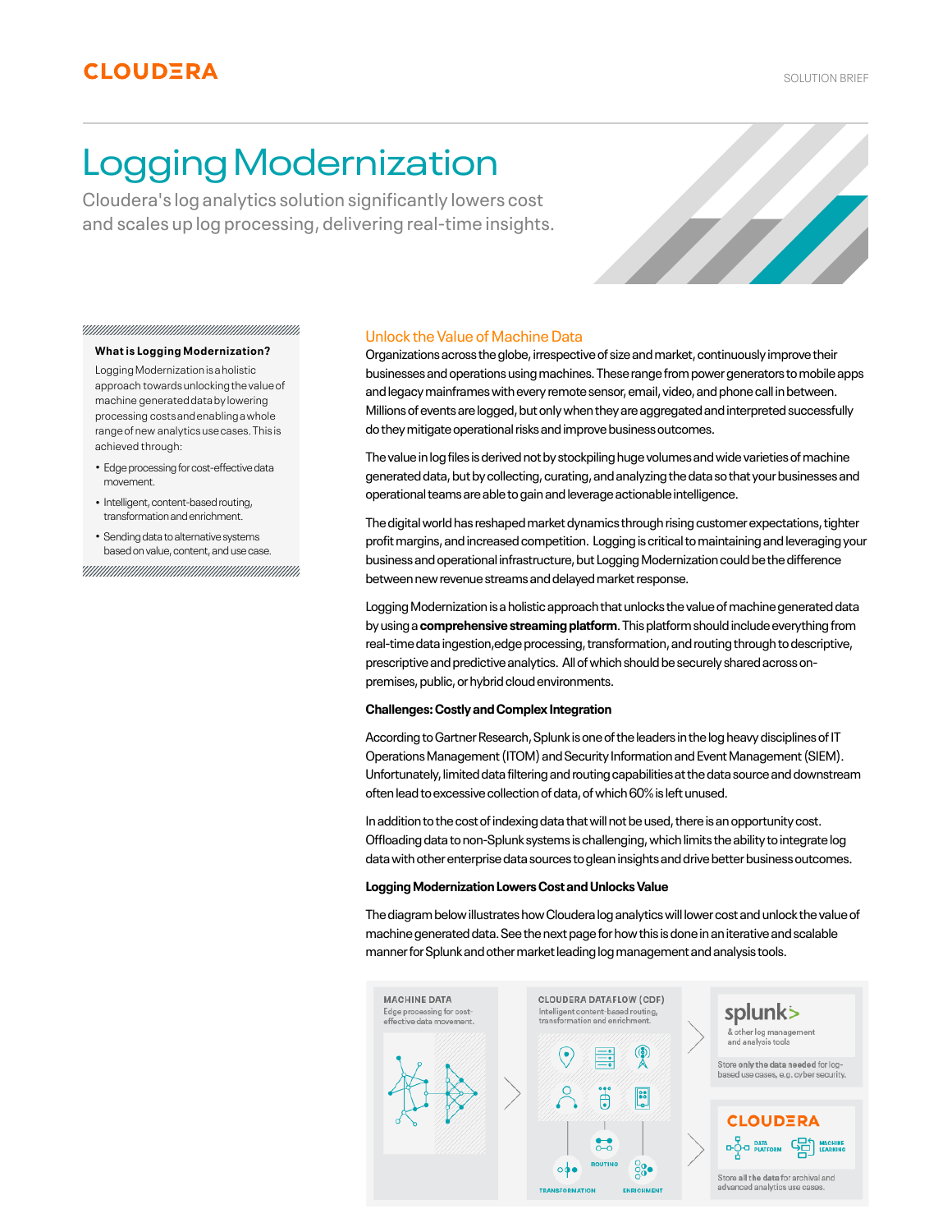# Logging Modernization

Cloudera's log analytics solution significantly lowers cost and scales up log processing, delivering real-time insights.

**What is Logging Modernization?**

Logging Modernization is a holistic approach towards unlocking the value of machine generated data by lowering processing costs and enabling a whole range of new analytics use cases. This is achieved through:

- Edge processing for cost-effective data movement.
- Intelligent, content-based routing, transformation and enrichment.
- Sending data to alternative systems based on value, content, and use case.

## Unlock the Value of Machine Data

Organizations across the globe, irrespective of size and market, continuously improve their businesses and operations using machines. These range from power generators to mobile apps and legacy mainframes with every remote sensor, email, video, and phone call in between. Millions of events are logged, but only when they are aggregated and interpreted successfully do they mitigate operational risks and improve business outcomes.

The value in log files is derived not by stockpiling huge volumes and wide varieties of machine generated data, but by collecting, curating, and analyzing the data so that your businesses and operational teams are able to gain and leverage actionable intelligence.

The digital world has reshaped market dynamics through rising customer expectations, tighter profit margins, and increased competition. Logging is critical to maintaining and leveraging your business and operational infrastructure, but Logging Modernization could be the difference between new revenue streams and delayed market response.

Logging Modernization is a holistic approach that unlocks the value of machine generated data by using a **comprehensive streaming platform**. This platform should include everything from real-time data ingestion,edge processing, transformation, and routing through to descriptive, prescriptive and predictive analytics. All of which should be securely shared across on-premises, public, or hybrid cloud environments.

**Challenges: Costly and Complex Integration**

According to Gartner Research, Splunk is one of the leaders in the log heavy disciplines of IT Operations Management (ITOM) and Security Information and Event Management (SIEM). Unfortunately, limited data filtering and routing capabilities at the data source and downstream often lead to excessive collection of data, of which 60% is left unused.

In addition to the cost of indexing data that will not be used, there is an opportunity cost. Offloading data to non-Splunk systems is challenging, which limits the ability to integrate log data with other enterprise data sources to glean insights and drive better business outcomes.

**Logging Modernization Lowers Cost and Unlocks Value**

The diagram below illustrates how Cloudera log analytics will lower cost and unlock the value of machine generated data. See the next page for how this is done in an iterative and scalable manner for Splunk and other market leading log management and analysis tools.

MACHINE DATA
Edge processing for cost-effective data movement.

CLOUDERA DATAFLOW (CDF)
Intelligent content-based routing, transformation and enrichment.

ROUTING

TRANSFORMATION

ENRICHMENT

splunk>
& other log management and analysis tools

Store **only the data needed** for log-based use cases, e.g. cyber security.

CLOUDERA
DATA PLATFORM
MACHINE LEARNING

Store **all the data** for archival and advanced analytics use cases.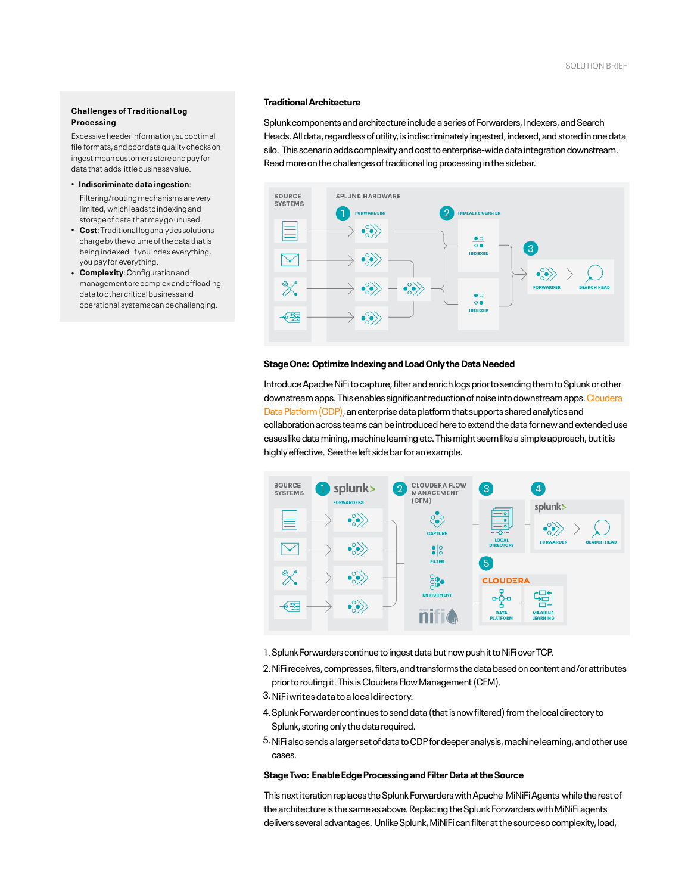## Challenges of Traditional Log Processing

Excessive header information, suboptimal file formats, and poor data quality checks on ingest mean customers store and pay for data that adds little business value.

- **Indiscriminate data ingestion**: Filtering/routing mechanisms are very limited, which leads to indexing and storage of data that may go unused.
- **Cost**: Traditional log analytics solutions charge by the volume of the data that is being indexed. If you index everything, you pay for everything.
- **Complexity**: Configuration and management are complex and offloading data to other critical business and operational systems can be challenging.

## Traditional Architecture

Splunk components and architecture include a series of Forwarders, Indexers, and Search Heads. All data, regardless of utility, is indiscriminately ingested, indexed, and stored in one data silo. This scenario adds complexity and cost to enterprise-wide data integration downstream. Read more on the challenges of traditional log processing in the sidebar.

## Stage One: Optimize Indexing and Load Only the Data Needed

Introduce Apache NiFi to capture, filter and enrich logs prior to sending them to Splunk or other downstream apps. This enables significant reduction of noise into downstream apps. Cloudera Data Platform (CDP), an enterprise data platform that supports shared analytics and collaboration across teams can be introduced here to extend the data for new and extended use cases like data mining, machine learning etc. This might seem like a simple approach, but it is highly effective. See the left side bar for an example.

1. Splunk Forwarders continue to ingest data but now push it to NiFi over TCP.
2. NiFi receives, compresses, filters, and transforms the data based on content and/or attributes prior to routing it. This is Cloudera Flow Management (CFM).
3. NiFi writes data to a local directory.
4. Splunk Forwarder continues to send data (that is now filtered) from the local directory to Splunk, storing only the data required.
5. NiFi also sends a larger set of data to CDP for deeper analysis, machine learning, and other use cases.

## Stage Two: Enable Edge Processing and Filter Data at the Source

This next iteration replaces the Splunk Forwarders with Apache MiNiFi Agents while the rest of the architecture is the same as above. Replacing the Splunk Forwarders with MiNiFi agents delivers several advantages. Unlike Splunk, MiNiFi can filter at the source so complexity, load,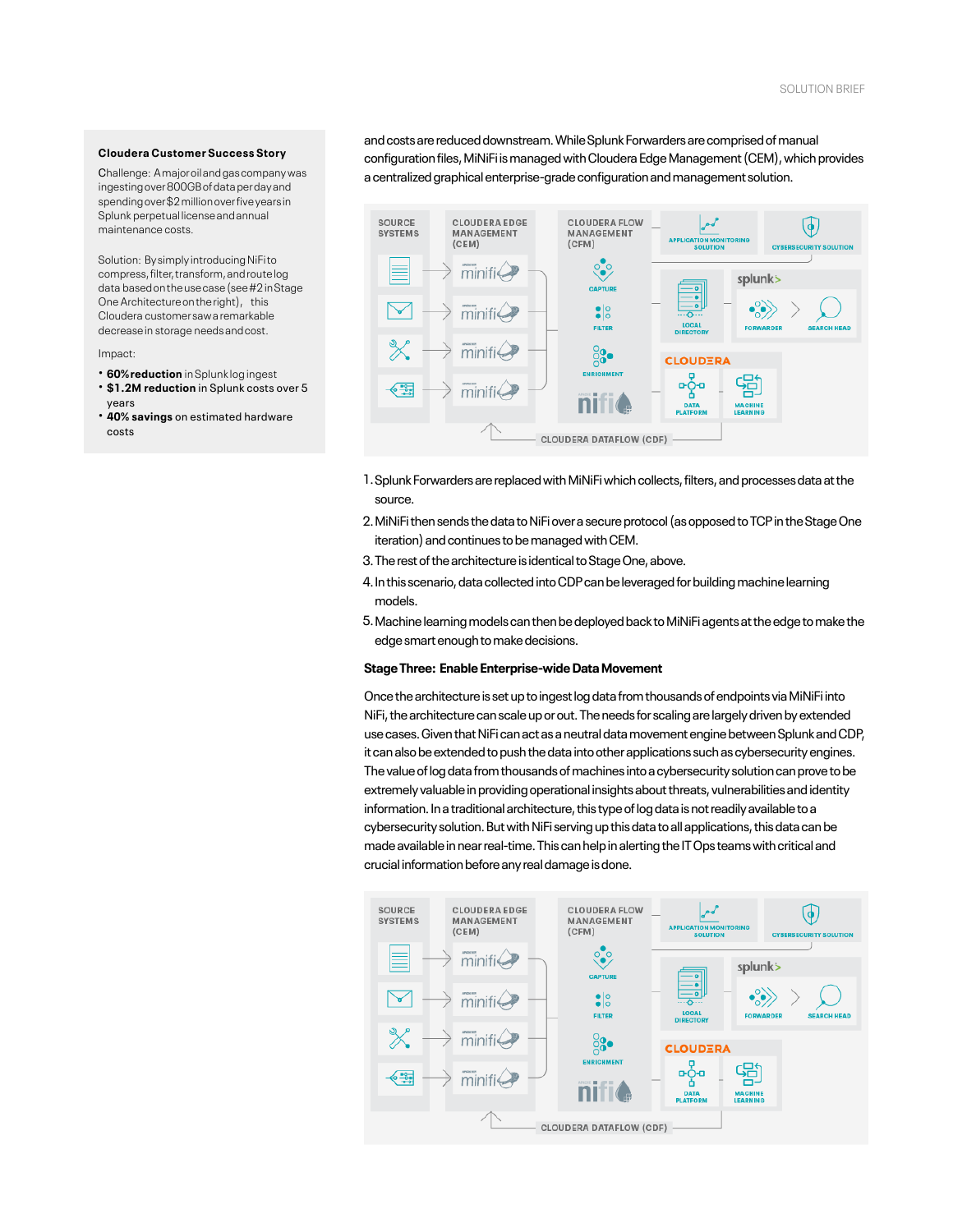**Cloudera Customer Success Story**

Challenge: A major oil and gas company was ingesting over 800GB of data per day and spending over $2 million over five years in Splunk perpetual license and annual maintenance costs.

Solution: By simply introducing NiFi to compress, filter, transform, and route log data based on the use case (see #2 in Stage One Architecture on the right), this Cloudera customer saw a remarkable decrease in storage needs and cost.

Impact:

- **60% reduction** in Splunk log ingest
- **$1.2M reduction** in Splunk costs over 5 years
- **40% savings** on estimated hardware costs

and costs are reduced downstream. While Splunk Forwarders are comprised of manual configuration files, MiNiFi is managed with Cloudera Edge Management (CEM), which provides a centralized graphical enterprise-grade configuration and management solution.

1. Splunk Forwarders are replaced with MiNiFi which collects, filters, and processes data at the source.
2. MiNiFi then sends the data to NiFi over a secure protocol (as opposed to TCP in the Stage One iteration) and continues to be managed with CEM.
3. The rest of the architecture is identical to Stage One, above.
4. In this scenario, data collected into CDP can be leveraged for building machine learning models.
5. Machine learning models can then be deployed back to MiNiFi agents at the edge to make the edge smart enough to make decisions.

**Stage Three: Enable Enterprise-wide Data Movement**

Once the architecture is set up to ingest log data from thousands of endpoints via MiNiFi into NiFi, the architecture can scale up or out. The needs for scaling are largely driven by extended use cases. Given that NiFi can act as a neutral data movement engine between Splunk and CDP, it can also be extended to push the data into other applications such as cybersecurity engines. The value of log data from thousands of machines into a cybersecurity solution can prove to be extremely valuable in providing operational insights about threats, vulnerabilities and identity information. In a traditional architecture, this type of log data is not readily available to a cybersecurity solution. But with NiFi serving up this data to all applications, this data can be made available in near real-time. This can help in alerting the IT Ops teams with critical and crucial information before any real damage is done.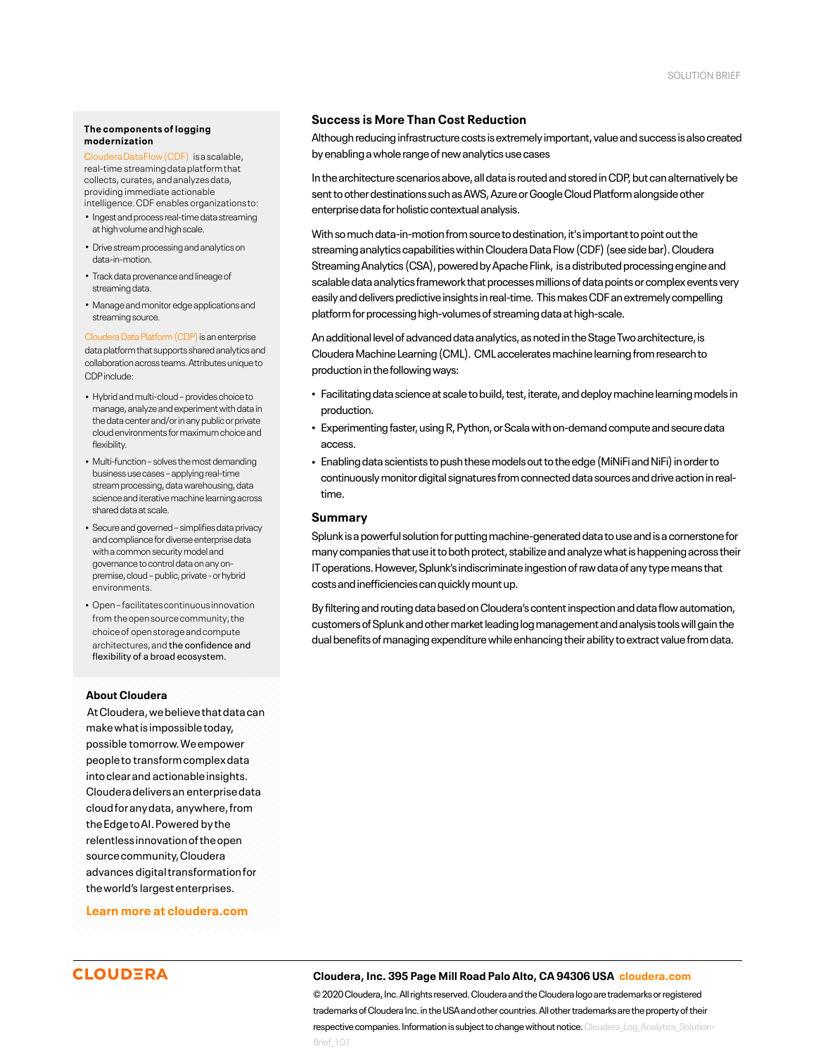**The components of logging modernization**

Cloudera DataFlow (CDF) is a scalable, real-time streaming data platform that collects, curates, and analyzes data, providing immediate actionable intelligence. CDF enables organizations to:

- Ingest and process real-time data streaming at high volume and high scale.
- Drive stream processing and analytics on data-in-motion.
- Track data provenance and lineage of streaming data.
- Manage and monitor edge applications and streaming source.

Cloudera Data Platform (CDP) is an enterprise data platform that supports shared analytics and collaboration across teams. Attributes unique to CDP include:

- Hybrid and multi-cloud – provides choice to manage, analyze and experiment with data in the data center and/or in any public or private cloud environments for maximum choice and flexibility.
- Multi-function – solves the most demanding business use cases – applying real-time stream processing, data warehousing, data science and iterative machine learning across shared data at scale.
- Secure and governed – simplifies data privacy and compliance for diverse enterprise data with a common security model and governance to control data on any on-premise, cloud – public, private - or hybrid environments.
- Open – facilitates continuous innovation from the open source community, the choice of open storage and compute architectures, and the confidence and flexibility of a broad ecosystem.

## Success is More Than Cost Reduction

Although reducing infrastructure costs is extremely important, value and success is also created by enabling a whole range of new analytics use cases

In the architecture scenarios above, all data is routed and stored in CDP, but can alternatively be sent to other destinations such as AWS, Azure or Google Cloud Platform alongside other enterprise data for holistic contextual analysis.

With so much data-in-motion from source to destination, it's important to point out the streaming analytics capabilities within Cloudera Data Flow (CDF) (see side bar). Cloudera Streaming Analytics (CSA), powered by Apache Flink, is a distributed processing engine and scalable data analytics framework that processes millions of data points or complex events very easily and delivers predictive insights in real-time. This makes CDF an extremely compelling platform for processing high-volumes of streaming data at high-scale.

An additional level of advanced data analytics, as noted in the Stage Two architecture, is Cloudera Machine Learning (CML). CML accelerates machine learning from research to production in the following ways:

- Facilitating data science at scale to build, test, iterate, and deploy machine learning models in production.
- Experimenting faster, using R, Python, or Scala with on-demand compute and secure data access.
- Enabling data scientists to push these models out to the edge (MiNiFi and NiFi) in order to continuously monitor digital signatures from connected data sources and drive action in real-time.

## Summary

Splunk is a powerful solution for putting machine-generated data to use and is a cornerstone for many companies that use it to both protect, stabilize and analyze what is happening across their IT operations. However, Splunk's indiscriminate ingestion of raw data of any type means that costs and inefficiencies can quickly mount up.

By filtering and routing data based on Cloudera's content inspection and data flow automation, customers of Splunk and other market leading log management and analysis tools will gain the dual benefits of managing expenditure while enhancing their ability to extract value from data.

### About Cloudera

At Cloudera, we believe that data can make what is impossible today, possible tomorrow. We empower people to transform complex data into clear and actionable insights. Cloudera delivers an enterprise data cloud for any data, anywhere, from the Edge to AI. Powered by the relentless innovation of the open source community, Cloudera advances digital transformation for the world's largest enterprises.

**Learn more at cloudera.com**

CLOUDERA

**Cloudera, Inc. 395 Page Mill Road Palo Alto, CA 94306 USA cloudera.com**

© 2020 Cloudera, Inc. All rights reserved. Cloudera and the Cloudera logo are trademarks or registered trademarks of Cloudera Inc. in the USA and other countries. All other trademarks are the property of their respective companies. Information is subject to change without notice. Cloudera_Log_Analytics_Solution-Brief_101